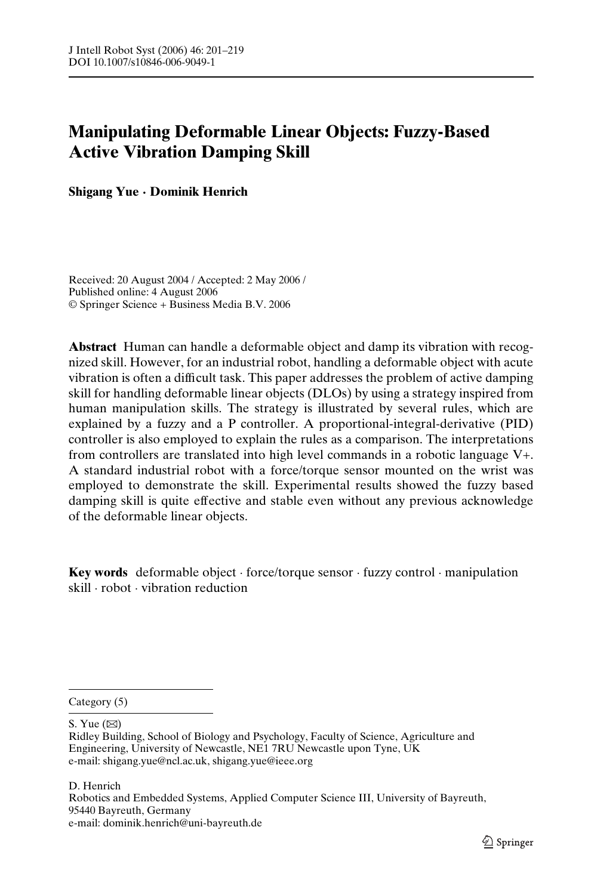# Manipulating Deformable Linear Objects: Fuzzy-Based Active Vibration Damping Skill

**Shigang Yue · Dominik Henrich**

Received: 20 August 2004 / Accepted: 2 May 2006 /
Published online: 4 August 2006
© Springer Science + Business Media B.V. 2006

**Abstract** Human can handle a deformable object and damp its vibration with recognized skill. However, for an industrial robot, handling a deformable object with acute vibration is often a difficult task. This paper addresses the problem of active damping skill for handling deformable linear objects (DLOs) by using a strategy inspired from human manipulation skills. The strategy is illustrated by several rules, which are explained by a fuzzy and a P controller. A proportional-integral-derivative (PID) controller is also employed to explain the rules as a comparison. The interpretations from controllers are translated into high level commands in a robotic language V+. A standard industrial robot with a force/torque sensor mounted on the wrist was employed to demonstrate the skill. Experimental results showed the fuzzy based damping skill is quite effective and stable even without any previous acknowledge of the deformable linear objects.

**Key words** deformable object · force/torque sensor · fuzzy control · manipulation skill · robot · vibration reduction

---

Category (5)

S. Yue (✉)
Ridley Building, School of Biology and Psychology, Faculty of Science, Agriculture and Engineering, University of Newcastle, NE1 7RU Newcastle upon Tyne, UK
e-mail: shigang.yue@ncl.ac.uk, shigang.yue@ieee.org

D. Henrich
Robotics and Embedded Systems, Applied Computer Science III, University of Bayreuth, 95440 Bayreuth, Germany
e-mail: dominik.henrich@uni-bayreuth.de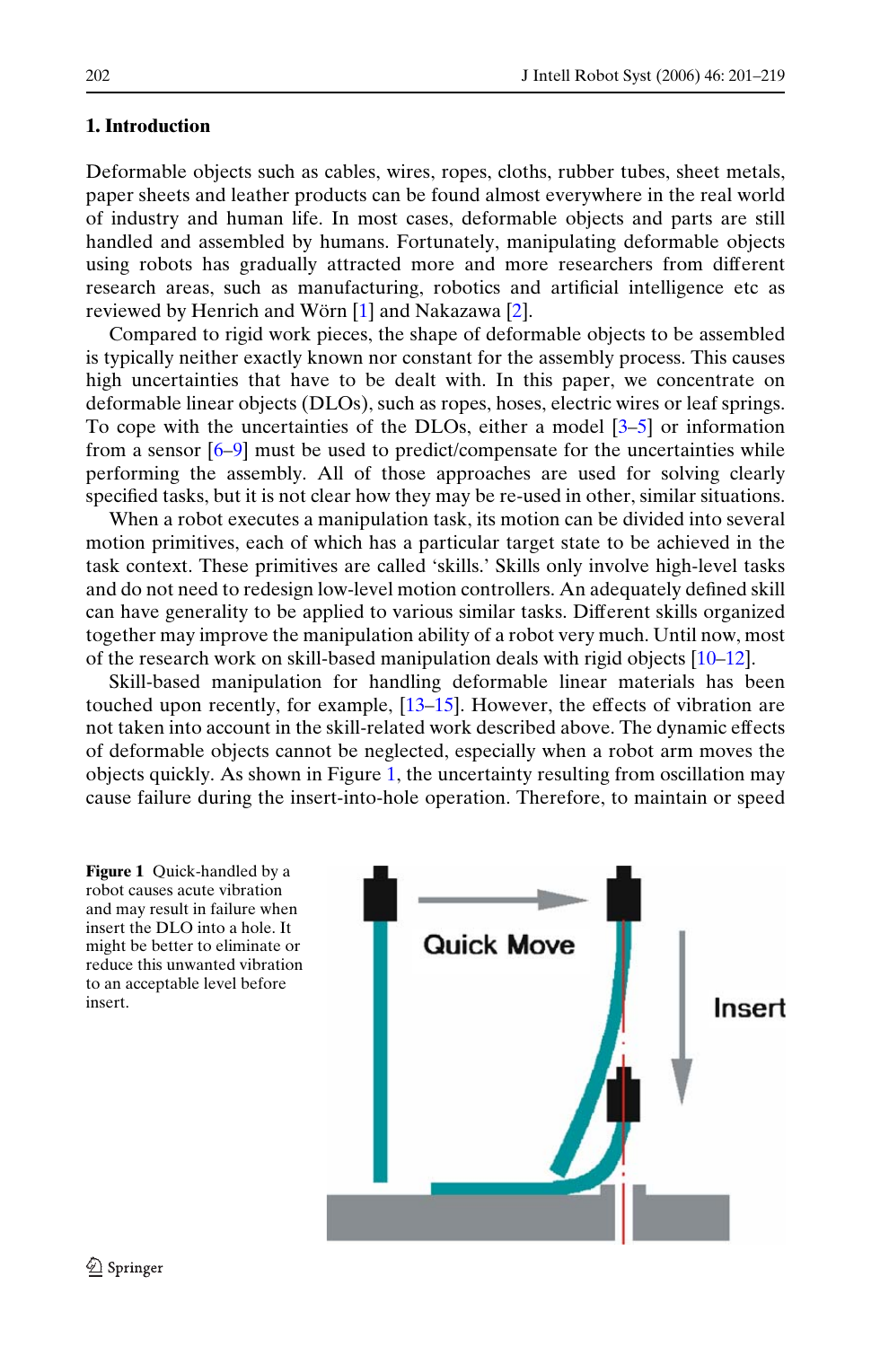## 1. Introduction

Deformable objects such as cables, wires, ropes, cloths, rubber tubes, sheet metals, paper sheets and leather products can be found almost everywhere in the real world of industry and human life. In most cases, deformable objects and parts are still handled and assembled by humans. Fortunately, manipulating deformable objects using robots has gradually attracted more and more researchers from different research areas, such as manufacturing, robotics and artificial intelligence etc as reviewed by Henrich and Wörn [1] and Nakazawa [2].

Compared to rigid work pieces, the shape of deformable objects to be assembled is typically neither exactly known nor constant for the assembly process. This causes high uncertainties that have to be dealt with. In this paper, we concentrate on deformable linear objects (DLOs), such as ropes, hoses, electric wires or leaf springs. To cope with the uncertainties of the DLOs, either a model [3–5] or information from a sensor [6–9] must be used to predict/compensate for the uncertainties while performing the assembly. All of those approaches are used for solving clearly specified tasks, but it is not clear how they may be re-used in other, similar situations.

When a robot executes a manipulation task, its motion can be divided into several motion primitives, each of which has a particular target state to be achieved in the task context. These primitives are called 'skills.' Skills only involve high-level tasks and do not need to redesign low-level motion controllers. An adequately defined skill can have generality to be applied to various similar tasks. Different skills organized together may improve the manipulation ability of a robot very much. Until now, most of the research work on skill-based manipulation deals with rigid objects [10–12].

Skill-based manipulation for handling deformable linear materials has been touched upon recently, for example, [13–15]. However, the effects of vibration are not taken into account in the skill-related work described above. The dynamic effects of deformable objects cannot be neglected, especially when a robot arm moves the objects quickly. As shown in Figure 1, the uncertainty resulting from oscillation may cause failure during the insert-into-hole operation. Therefore, to maintain or speed

**Figure 1** Quick-handled by a robot causes acute vibration and may result in failure when insert the DLO into a hole. It might be better to eliminate or reduce this unwanted vibration to an acceptable level before insert.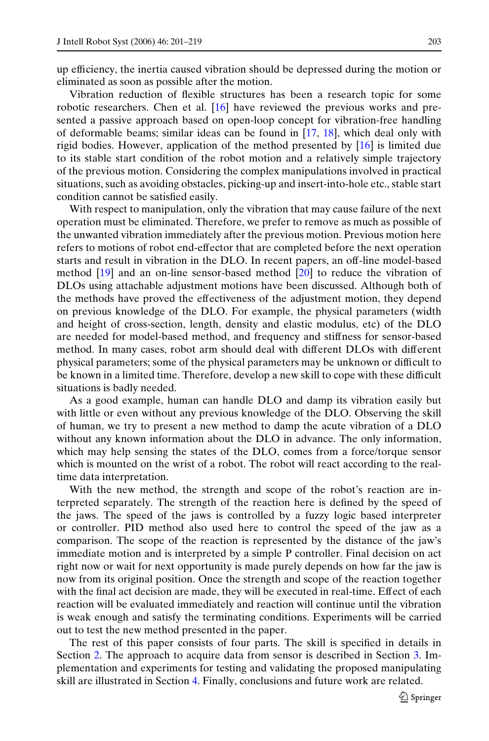up efficiency, the inertia caused vibration should be depressed during the motion or eliminated as soon as possible after the motion.

Vibration reduction of flexible structures has been a research topic for some robotic researchers. Chen et al. [16] have reviewed the previous works and presented a passive approach based on open-loop concept for vibration-free handling of deformable beams; similar ideas can be found in [17, 18], which deal only with rigid bodies. However, application of the method presented by [16] is limited due to its stable start condition of the robot motion and a relatively simple trajectory of the previous motion. Considering the complex manipulations involved in practical situations, such as avoiding obstacles, picking-up and insert-into-hole etc., stable start condition cannot be satisfied easily.

With respect to manipulation, only the vibration that may cause failure of the next operation must be eliminated. Therefore, we prefer to remove as much as possible of the unwanted vibration immediately after the previous motion. Previous motion here refers to motions of robot end-effector that are completed before the next operation starts and result in vibration in the DLO. In recent papers, an off-line model-based method [19] and an on-line sensor-based method [20] to reduce the vibration of DLOs using attachable adjustment motions have been discussed. Although both of the methods have proved the effectiveness of the adjustment motion, they depend on previous knowledge of the DLO. For example, the physical parameters (width and height of cross-section, length, density and elastic modulus, etc) of the DLO are needed for model-based method, and frequency and stiffness for sensor-based method. In many cases, robot arm should deal with different DLOs with different physical parameters; some of the physical parameters may be unknown or difficult to be known in a limited time. Therefore, develop a new skill to cope with these difficult situations is badly needed.

As a good example, human can handle DLO and damp its vibration easily but with little or even without any previous knowledge of the DLO. Observing the skill of human, we try to present a new method to damp the acute vibration of a DLO without any known information about the DLO in advance. The only information, which may help sensing the states of the DLO, comes from a force/torque sensor which is mounted on the wrist of a robot. The robot will react according to the real-time data interpretation.

With the new method, the strength and scope of the robot's reaction are interpreted separately. The strength of the reaction here is defined by the speed of the jaws. The speed of the jaws is controlled by a fuzzy logic based interpreter or controller. PID method also used here to control the speed of the jaw as a comparison. The scope of the reaction is represented by the distance of the jaw's immediate motion and is interpreted by a simple P controller. Final decision on act right now or wait for next opportunity is made purely depends on how far the jaw is now from its original position. Once the strength and scope of the reaction together with the final act decision are made, they will be executed in real-time. Effect of each reaction will be evaluated immediately and reaction will continue until the vibration is weak enough and satisfy the terminating conditions. Experiments will be carried out to test the new method presented in the paper.

The rest of this paper consists of four parts. The skill is specified in details in Section 2. The approach to acquire data from sensor is described in Section 3. Implementation and experiments for testing and validating the proposed manipulating skill are illustrated in Section 4. Finally, conclusions and future work are related.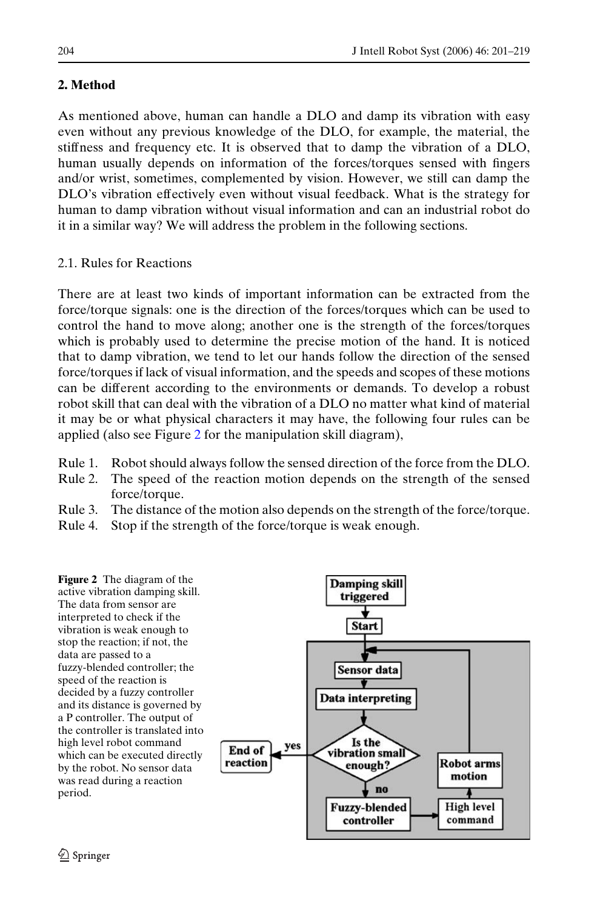## 2. Method

As mentioned above, human can handle a DLO and damp its vibration with easy even without any previous knowledge of the DLO, for example, the material, the stiffness and frequency etc. It is observed that to damp the vibration of a DLO, human usually depends on information of the forces/torques sensed with fingers and/or wrist, sometimes, complemented by vision. However, we still can damp the DLO's vibration effectively even without visual feedback. What is the strategy for human to damp vibration without visual information and can an industrial robot do it in a similar way? We will address the problem in the following sections.

### 2.1. Rules for Reactions

There are at least two kinds of important information can be extracted from the force/torque signals: one is the direction of the forces/torques which can be used to control the hand to move along; another one is the strength of the forces/torques which is probably used to determine the precise motion of the hand. It is noticed that to damp vibration, we tend to let our hands follow the direction of the sensed force/torques if lack of visual information, and the speeds and scopes of these motions can be different according to the environments or demands. To develop a robust robot skill that can deal with the vibration of a DLO no matter what kind of material it may be or what physical characters it may have, the following four rules can be applied (also see Figure 2 for the manipulation skill diagram),

- Rule 1. Robot should always follow the sensed direction of the force from the DLO.
- Rule 2. The speed of the reaction motion depends on the strength of the sensed force/torque.
- Rule 3. The distance of the motion also depends on the strength of the force/torque.
- Rule 4. Stop if the strength of the force/torque is weak enough.

**Figure 2** The diagram of the active vibration damping skill. The data from sensor are interpreted to check if the vibration is weak enough to stop the reaction; if not, the data are passed to a fuzzy-blended controller; the speed of the reaction is decided by a fuzzy controller and its distance is governed by a P controller. The output of the controller is translated into high level robot command which can be executed directly by the robot. No sensor data was read during a reaction period.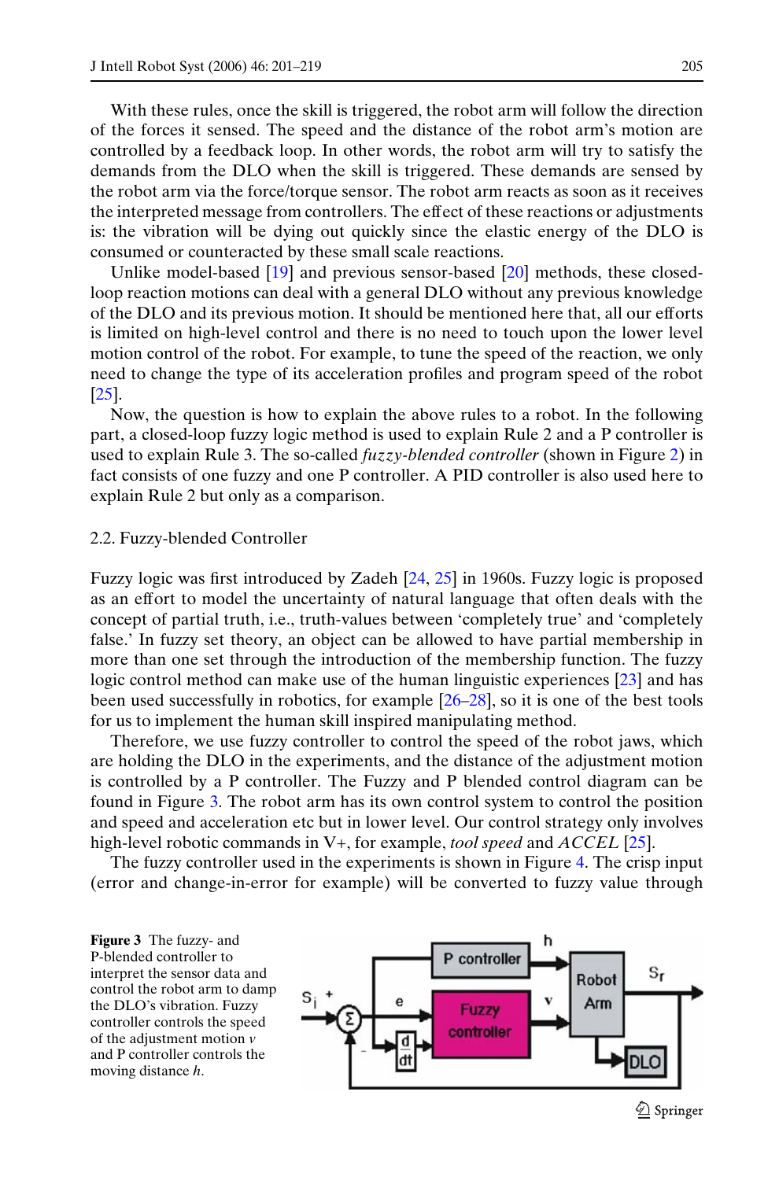With these rules, once the skill is triggered, the robot arm will follow the direction of the forces it sensed. The speed and the distance of the robot arm's motion are controlled by a feedback loop. In other words, the robot arm will try to satisfy the demands from the DLO when the skill is triggered. These demands are sensed by the robot arm via the force/torque sensor. The robot arm reacts as soon as it receives the interpreted message from controllers. The effect of these reactions or adjustments is: the vibration will be dying out quickly since the elastic energy of the DLO is consumed or counteracted by these small scale reactions.

Unlike model-based [19] and previous sensor-based [20] methods, these closed-loop reaction motions can deal with a general DLO without any previous knowledge of the DLO and its previous motion. It should be mentioned here that, all our efforts is limited on high-level control and there is no need to touch upon the lower level motion control of the robot. For example, to tune the speed of the reaction, we only need to change the type of its acceleration profiles and program speed of the robot [25].

Now, the question is how to explain the above rules to a robot. In the following part, a closed-loop fuzzy logic method is used to explain Rule 2 and a P controller is used to explain Rule 3. The so-called *fuzzy-blended controller* (shown in Figure 2) in fact consists of one fuzzy and one P controller. A PID controller is also used here to explain Rule 2 but only as a comparison.

## 2.2. Fuzzy-blended Controller

Fuzzy logic was first introduced by Zadeh [24, 25] in 1960s. Fuzzy logic is proposed as an effort to model the uncertainty of natural language that often deals with the concept of partial truth, i.e., truth-values between 'completely true' and 'completely false.' In fuzzy set theory, an object can be allowed to have partial membership in more than one set through the introduction of the membership function. The fuzzy logic control method can make use of the human linguistic experiences [23] and has been used successfully in robotics, for example [26–28], so it is one of the best tools for us to implement the human skill inspired manipulating method.

Therefore, we use fuzzy controller to control the speed of the robot jaws, which are holding the DLO in the experiments, and the distance of the adjustment motion is controlled by a P controller. The Fuzzy and P blended control diagram can be found in Figure 3. The robot arm has its own control system to control the position and speed and acceleration etc but in lower level. Our control strategy only involves high-level robotic commands in V+, for example, *tool speed* and *ACCEL* [25].

The fuzzy controller used in the experiments is shown in Figure 4. The crisp input (error and change-in-error for example) will be converted to fuzzy value through

**Figure 3** The fuzzy- and P-blended controller to interpret the sensor data and control the robot arm to damp the DLO's vibration. Fuzzy controller controls the speed of the adjustment motion $v$ and P controller controls the moving distance $h$.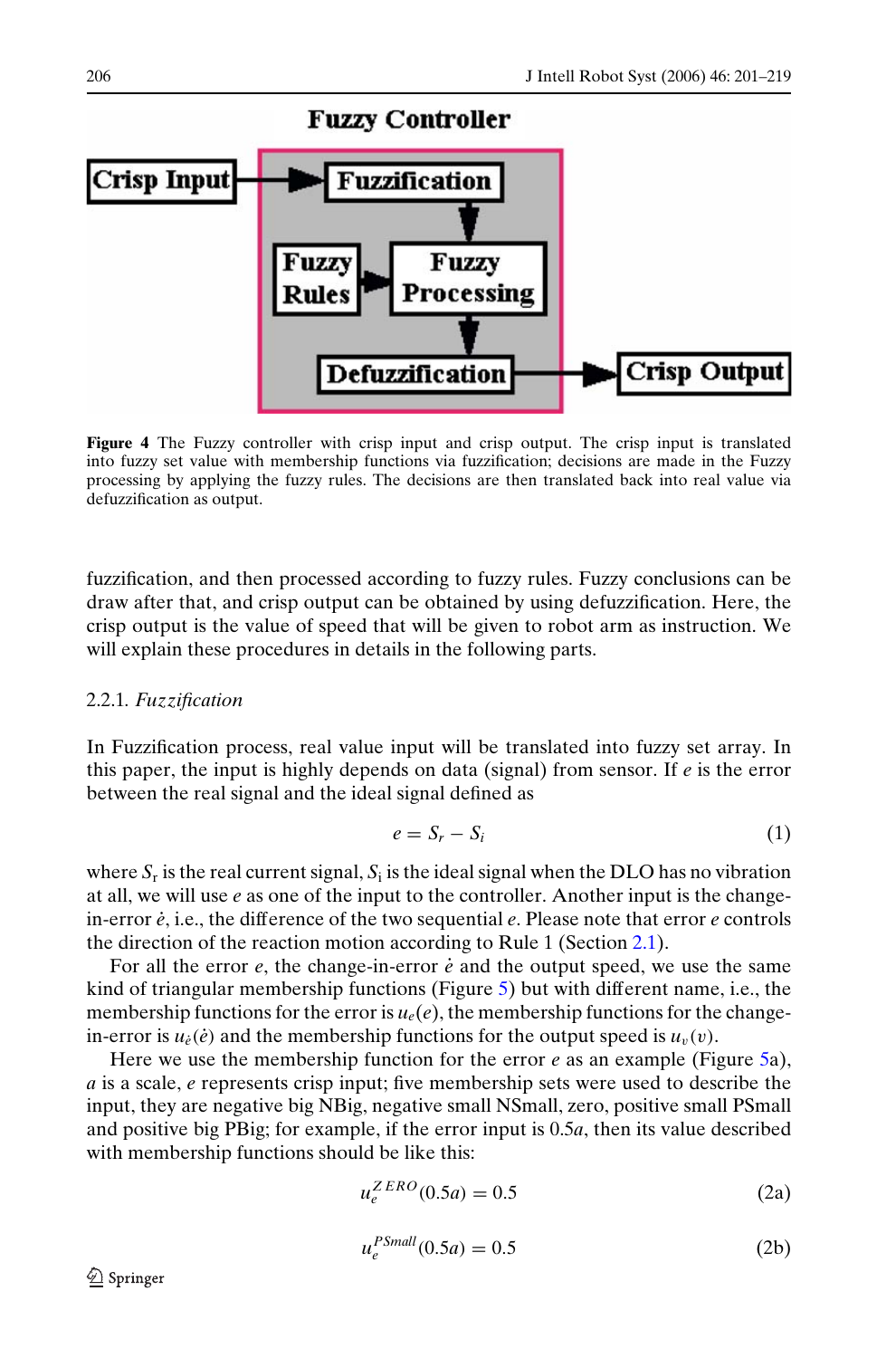Fuzzy Controller

Crisp Input → Fuzzification → Fuzzy Processing (← Fuzzy Rules) → Defuzzification → Crisp Output

**Figure 4** The Fuzzy controller with crisp input and crisp output. The crisp input is translated into fuzzy set value with membership functions via fuzzification; decisions are made in the Fuzzy processing by applying the fuzzy rules. The decisions are then translated back into real value via defuzzification as output.

fuzzification, and then processed according to fuzzy rules. Fuzzy conclusions can be draw after that, and crisp output can be obtained by using defuzzification. Here, the crisp output is the value of speed that will be given to robot arm as instruction. We will explain these procedures in details in the following parts.

### 2.2.1. *Fuzzification*

In Fuzzification process, real value input will be translated into fuzzy set array. In this paper, the input is highly depends on data (signal) from sensor. If $e$ is the error between the real signal and the ideal signal defined as

$$e = S_r - S_i \tag{1}$$

where $S_r$ is the real current signal, $S_i$ is the ideal signal when the DLO has no vibration at all, we will use $e$ as one of the input to the controller. Another input is the change-in-error $\dot{e}$, i.e., the difference of the two sequential $e$. Please note that error $e$ controls the direction of the reaction motion according to Rule 1 (Section 2.1).

For all the error $e$, the change-in-error $\dot{e}$ and the output speed, we use the same kind of triangular membership functions (Figure 5) but with different name, i.e., the membership functions for the error is $u_e(e)$, the membership functions for the change-in-error is $u_{\dot{e}}(\dot{e})$ and the membership functions for the output speed is $u_v(v)$.

Here we use the membership function for the error $e$ as an example (Figure 5a), $a$ is a scale, $e$ represents crisp input; five membership sets were used to describe the input, they are negative big NBig, negative small NSmall, zero, positive small PSmall and positive big PBig; for example, if the error input is $0.5a$, then its value described with membership functions should be like this:

$$u_e^{ZERO}(0.5a) = 0.5 \tag{2a}$$

$$u_e^{PSmall}(0.5a) = 0.5 \tag{2b}$$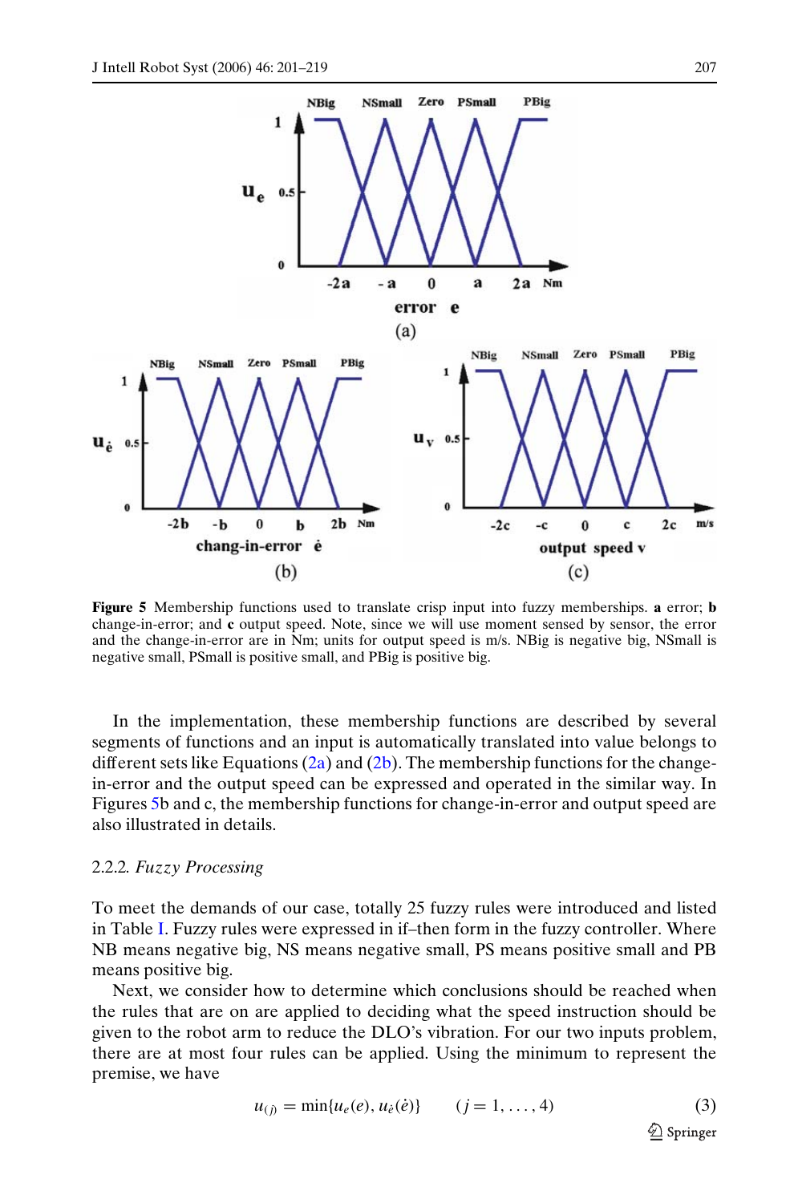**Figure 5** Membership functions used to translate crisp input into fuzzy memberships. **a** error; **b** change-in-error; and **c** output speed. Note, since we will use moment sensed by sensor, the error and the change-in-error are in Nm; units for output speed is m/s. NBig is negative big, NSmall is negative small, PSmall is positive small, and PBig is positive big.

In the implementation, these membership functions are described by several segments of functions and an input is automatically translated into value belongs to different sets like Equations (2a) and (2b). The membership functions for the change-in-error and the output speed can be expressed and operated in the similar way. In Figures 5b and c, the membership functions for change-in-error and output speed are also illustrated in details.

#### 2.2.2. *Fuzzy Processing*

To meet the demands of our case, totally 25 fuzzy rules were introduced and listed in Table I. Fuzzy rules were expressed in if–then form in the fuzzy controller. Where NB means negative big, NS means negative small, PS means positive small and PB means positive big.

Next, we consider how to determine which conclusions should be reached when the rules that are on are applied to deciding what the speed instruction should be given to the robot arm to reduce the DLO's vibration. For our two inputs problem, there are at most four rules can be applied. Using the minimum to represent the premise, we have

$$u_{(j)} = \min\{u_e(e), u_{\dot{e}}(\dot{e})\} \qquad (j = 1, \ldots, 4) \tag{3}$$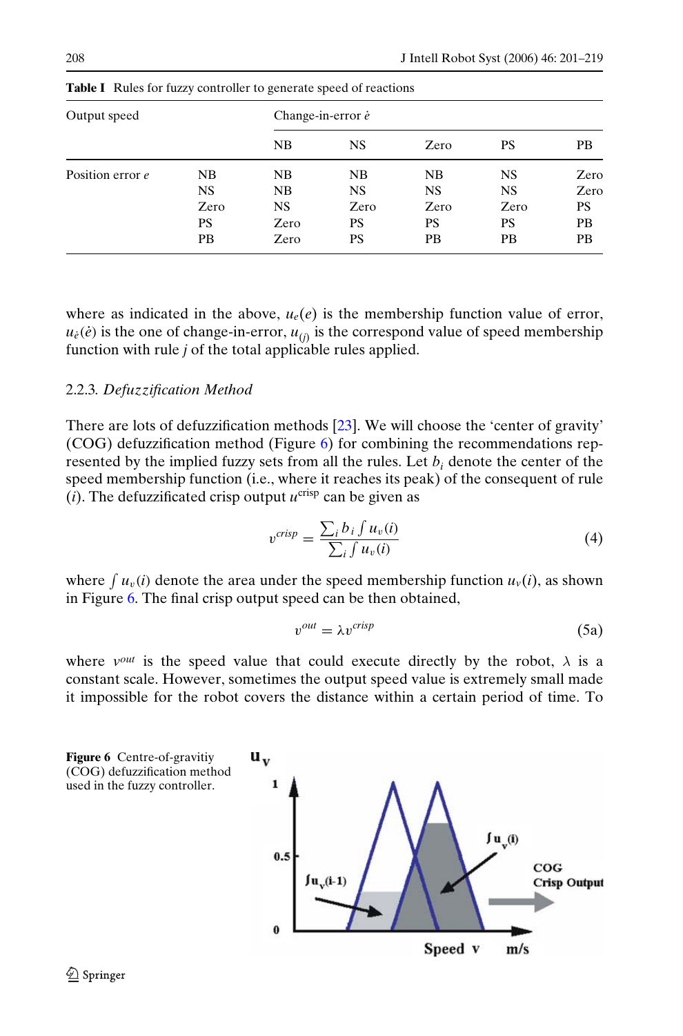**Table I** Rules for fuzzy controller to generate speed of reactions

| Output speed | | Change-in-error $\dot{e}$ | | | | |
|---|---|---|---|---|---|---|
| | | NB | NS | Zero | PS | PB |
| Position error $e$ | NB | NB | NB | NB | NS | Zero |
| | NS | NB | NS | NS | NS | Zero |
| | Zero | NS | Zero | Zero | Zero | PS |
| | PS | Zero | PS | PS | PS | PB |
| | PB | Zero | PS | PB | PB | PB |

where as indicated in the above, $u_e(e)$ is the membership function value of error, $u_{\dot{e}}(\dot{e})$ is the one of change-in-error, $u_{(j)}$ is the correspond value of speed membership function with rule $j$ of the total applicable rules applied.

### 2.2.3. *Defuzzification Method*

There are lots of defuzzification methods [23]. We will choose the 'center of gravity' (COG) defuzzification method (Figure 6) for combining the recommendations represented by the implied fuzzy sets from all the rules. Let $b_i$ denote the center of the speed membership function (i.e., where it reaches its peak) of the consequent of rule ($i$). The defuzzificated crisp output $u^{\text{crisp}}$ can be given as

$$v^{crisp} = \frac{\sum_i b_i \int u_v(i)}{\sum_i \int u_v(i)} \tag{4}$$

where $\int u_v(i)$ denote the area under the speed membership function $u_v(i)$, as shown in Figure 6. The final crisp output speed can be then obtained,

$$v^{out} = \lambda v^{crisp} \tag{5a}$$

where $v^{out}$ is the speed value that could execute directly by the robot, $\lambda$ is a constant scale. However, sometimes the output speed value is extremely small made it impossible for the robot covers the distance within a certain period of time. To

**Figure 6** Centre-of-gravitiy (COG) defuzzification method used in the fuzzy controller.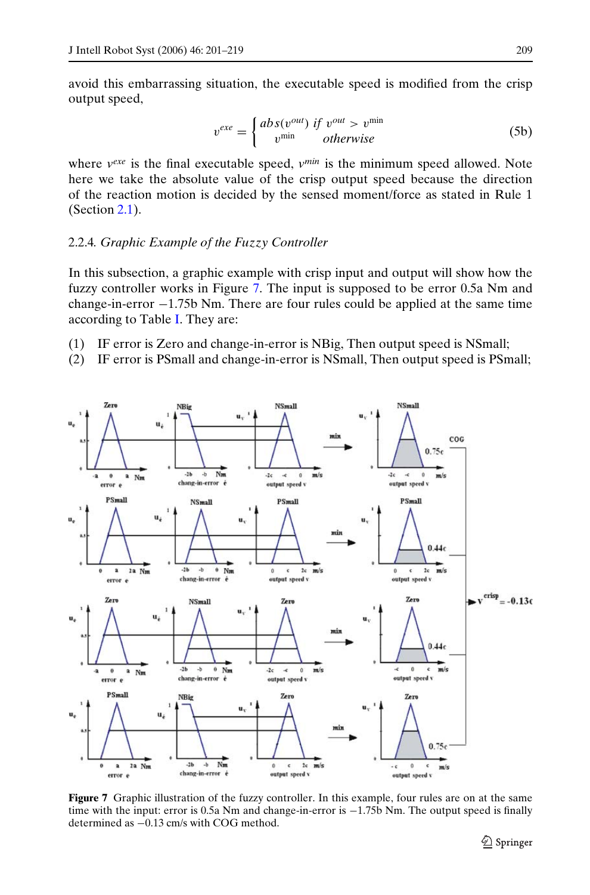avoid this embarrassing situation, the executable speed is modified from the crisp output speed,

$$v^{exe} = \begin{cases} abs(v^{out}) & if\ v^{out} > v^{\min} \\ v^{\min} & otherwise \end{cases} \tag{5b}$$

where $v^{exe}$ is the final executable speed, $v^{min}$ is the minimum speed allowed. Note here we take the absolute value of the crisp output speed because the direction of the reaction motion is decided by the sensed moment/force as stated in Rule 1 (Section 2.1).

### 2.2.4. *Graphic Example of the Fuzzy Controller*

In this subsection, a graphic example with crisp input and output will show how the fuzzy controller works in Figure 7. The input is supposed to be error 0.5a Nm and change-in-error −1.75b Nm. There are four rules could be applied at the same time according to Table I. They are:

(1) IF error is Zero and change-in-error is NBig, Then output speed is NSmall;
(2) IF error is PSmall and change-in-error is NSmall, Then output speed is PSmall;

**Figure 7** Graphic illustration of the fuzzy controller. In this example, four rules are on at the same time with the input: error is 0.5a Nm and change-in-error is −1.75b Nm. The output speed is finally determined as −0.13 cm/s with COG method.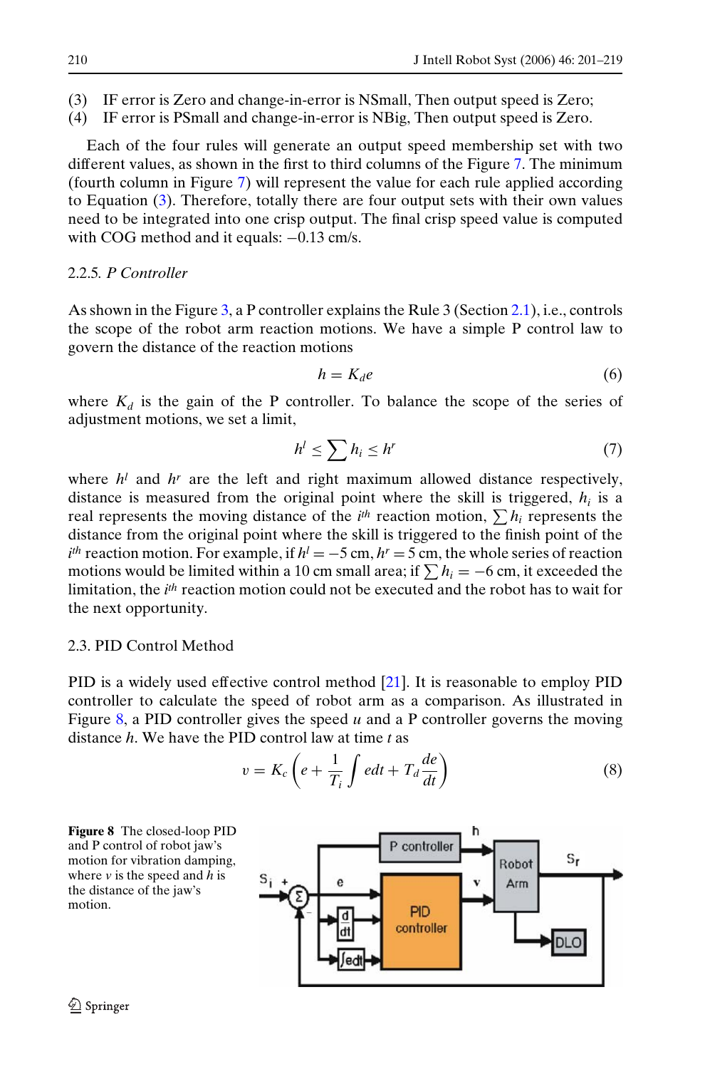(3) IF error is Zero and change-in-error is NSmall, Then output speed is Zero;
(4) IF error is PSmall and change-in-error is NBig, Then output speed is Zero.

Each of the four rules will generate an output speed membership set with two different values, as shown in the first to third columns of the Figure 7. The minimum (fourth column in Figure 7) will represent the value for each rule applied according to Equation (3). Therefore, totally there are four output sets with their own values need to be integrated into one crisp output. The final crisp speed value is computed with COG method and it equals: −0.13 cm/s.

#### 2.2.5. *P Controller*

As shown in the Figure 3, a P controller explains the Rule 3 (Section 2.1), i.e., controls the scope of the robot arm reaction motions. We have a simple P control law to govern the distance of the reaction motions

$$h = K_d e \tag{6}$$

where $K_d$ is the gain of the P controller. To balance the scope of the series of adjustment motions, we set a limit,

$$h^l \leq \sum h_i \leq h^r \tag{7}$$

where $h^l$ and $h^r$ are the left and right maximum allowed distance respectively, distance is measured from the original point where the skill is triggered, $h_i$ is a real represents the moving distance of the $i^{th}$ reaction motion, $\sum h_i$ represents the distance from the original point where the skill is triggered to the finish point of the $i^{th}$ reaction motion. For example, if $h^l = -5$ cm, $h^r = 5$ cm, the whole series of reaction motions would be limited within a 10 cm small area; if $\sum h_i = -6$ cm, it exceeded the limitation, the $i^{th}$ reaction motion could not be executed and the robot has to wait for the next opportunity.

### 2.3. PID Control Method

PID is a widely used effective control method [21]. It is reasonable to employ PID controller to calculate the speed of robot arm as a comparison. As illustrated in Figure 8, a PID controller gives the speed $u$ and a P controller governs the moving distance $h$. We have the PID control law at time $t$ as

$$v = K_c \left( e + \frac{1}{T_i} \int e dt + T_d \frac{de}{dt} \right) \tag{8}$$

**Figure 8** The closed-loop PID and P control of robot jaw's motion for vibration damping, where $v$ is the speed and $h$ is the distance of the jaw's motion.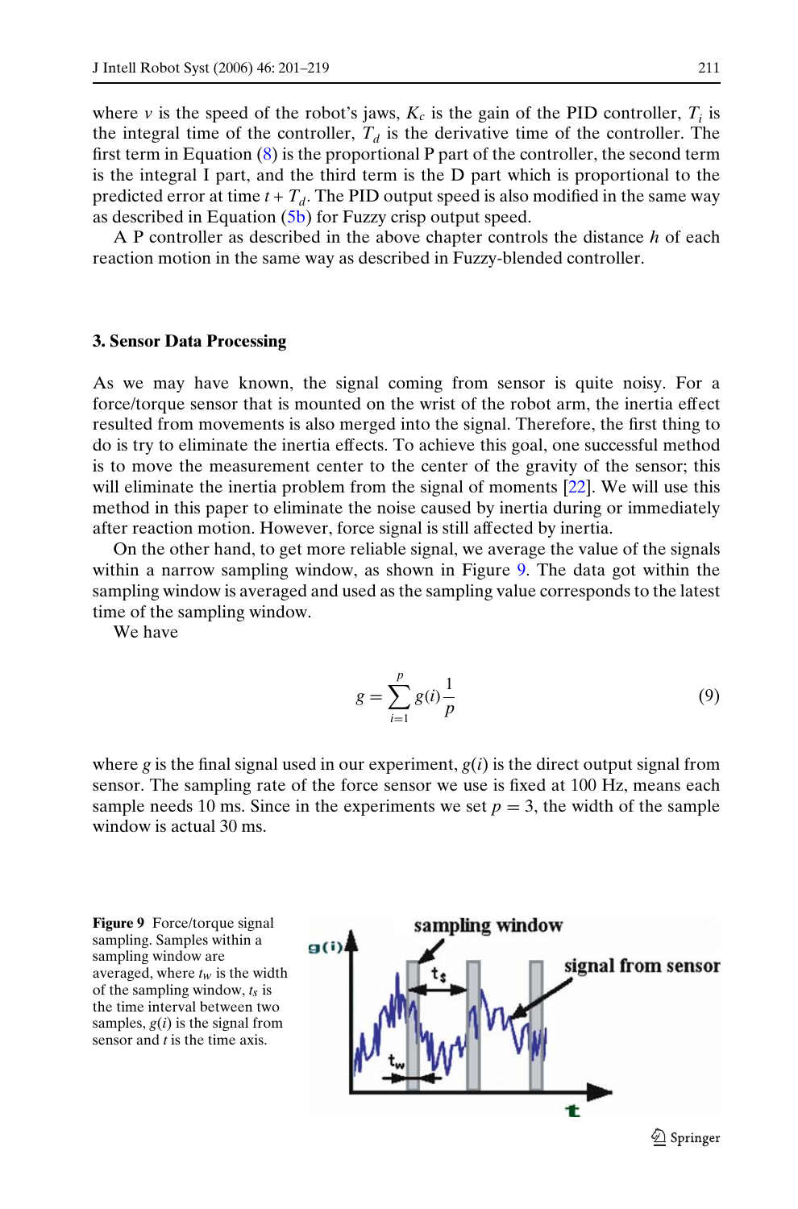where $v$ is the speed of the robot's jaws, $K_c$ is the gain of the PID controller, $T_i$ is the integral time of the controller, $T_d$ is the derivative time of the controller. The first term in Equation (8) is the proportional P part of the controller, the second term is the integral I part, and the third term is the D part which is proportional to the predicted error at time $t + T_d$. The PID output speed is also modified in the same way as described in Equation (5b) for Fuzzy crisp output speed.

A P controller as described in the above chapter controls the distance $h$ of each reaction motion in the same way as described in Fuzzy-blended controller.

## 3. Sensor Data Processing

As we may have known, the signal coming from sensor is quite noisy. For a force/torque sensor that is mounted on the wrist of the robot arm, the inertia effect resulted from movements is also merged into the signal. Therefore, the first thing to do is try to eliminate the inertia effects. To achieve this goal, one successful method is to move the measurement center to the center of the gravity of the sensor; this will eliminate the inertia problem from the signal of moments [22]. We will use this method in this paper to eliminate the noise caused by inertia during or immediately after reaction motion. However, force signal is still affected by inertia.

On the other hand, to get more reliable signal, we average the value of the signals within a narrow sampling window, as shown in Figure 9. The data got within the sampling window is averaged and used as the sampling value corresponds to the latest time of the sampling window.

We have

$$g = \sum_{i=1}^{p} g(i) \frac{1}{p} \tag{9}$$

where $g$ is the final signal used in our experiment, $g(i)$ is the direct output signal from sensor. The sampling rate of the force sensor we use is fixed at 100 Hz, means each sample needs 10 ms. Since in the experiments we set $p = 3$, the width of the sample window is actual 30 ms.

**Figure 9** Force/torque signal sampling. Samples within a sampling window are averaged, where $t_w$ is the width of the sampling window, $t_s$ is the time interval between two samples, $g(i)$ is the signal from sensor and $t$ is the time axis.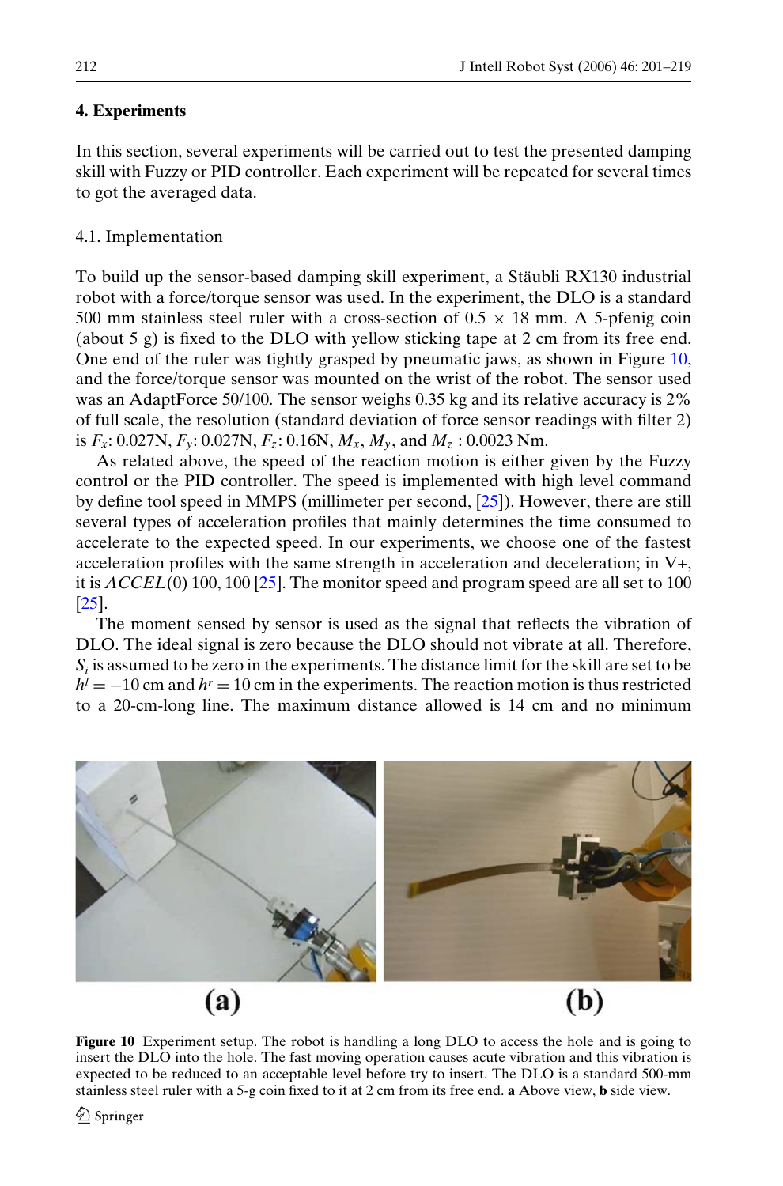## 4. Experiments

In this section, several experiments will be carried out to test the presented damping skill with Fuzzy or PID controller. Each experiment will be repeated for several times to got the averaged data.

### 4.1. Implementation

To build up the sensor-based damping skill experiment, a Stäubli RX130 industrial robot with a force/torque sensor was used. In the experiment, the DLO is a standard 500 mm stainless steel ruler with a cross-section of $0.5 \times 18$ mm. A 5-pfenig coin (about 5 g) is fixed to the DLO with yellow sticking tape at 2 cm from its free end. One end of the ruler was tightly grasped by pneumatic jaws, as shown in Figure 10, and the force/torque sensor was mounted on the wrist of the robot. The sensor used was an AdaptForce 50/100. The sensor weighs 0.35 kg and its relative accuracy is 2% of full scale, the resolution (standard deviation of force sensor readings with filter 2) is $F_x$: 0.027N, $F_y$: 0.027N, $F_z$: 0.16N, $M_x$, $M_y$, and $M_z$ : 0.0023 Nm.

As related above, the speed of the reaction motion is either given by the Fuzzy control or the PID controller. The speed is implemented with high level command by define tool speed in MMPS (millimeter per second, [25]). However, there are still several types of acceleration profiles that mainly determines the time consumed to accelerate to the expected speed. In our experiments, we choose one of the fastest acceleration profiles with the same strength in acceleration and deceleration; in V+, it is *ACCEL*(0) 100, 100 [25]. The monitor speed and program speed are all set to 100 [25].

The moment sensed by sensor is used as the signal that reflects the vibration of DLO. The ideal signal is zero because the DLO should not vibrate at all. Therefore, $S_i$ is assumed to be zero in the experiments. The distance limit for the skill are set to be $h^l = -10$ cm and $h^r = 10$ cm in the experiments. The reaction motion is thus restricted to a 20-cm-long line. The maximum distance allowed is 14 cm and no minimum

**Figure 10** Experiment setup. The robot is handling a long DLO to access the hole and is going to insert the DLO into the hole. The fast moving operation causes acute vibration and this vibration is expected to be reduced to an acceptable level before try to insert. The DLO is a standard 500-mm stainless steel ruler with a 5-g coin fixed to it at 2 cm from its free end. **a** Above view, **b** side view.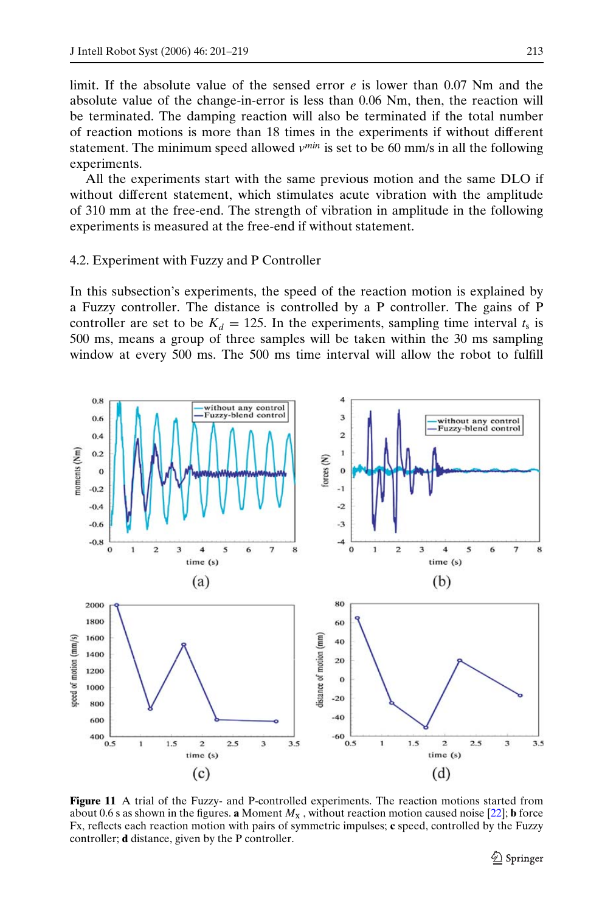limit. If the absolute value of the sensed error $e$ is lower than 0.07 Nm and the absolute value of the change-in-error is less than 0.06 Nm, then, the reaction will be terminated. The damping reaction will also be terminated if the total number of reaction motions is more than 18 times in the experiments if without different statement. The minimum speed allowed $v^{min}$ is set to be 60 mm/s in all the following experiments.

All the experiments start with the same previous motion and the same DLO if without different statement, which stimulates acute vibration with the amplitude of 310 mm at the free-end. The strength of vibration in amplitude in the following experiments is measured at the free-end if without statement.

### 4.2. Experiment with Fuzzy and P Controller

In this subsection's experiments, the speed of the reaction motion is explained by a Fuzzy controller. The distance is controlled by a P controller. The gains of P controller are set to be $K_d = 125$. In the experiments, sampling time interval $t_s$ is 500 ms, means a group of three samples will be taken within the 30 ms sampling window at every 500 ms. The 500 ms time interval will allow the robot to fulfill

**Figure 11** A trial of the Fuzzy- and P-controlled experiments. The reaction motions started from about 0.6 s as shown in the figures. **a** Moment $M_X$ , without reaction motion caused noise [22]; **b** force Fx, reflects each reaction motion with pairs of symmetric impulses; **c** speed, controlled by the Fuzzy controller; **d** distance, given by the P controller.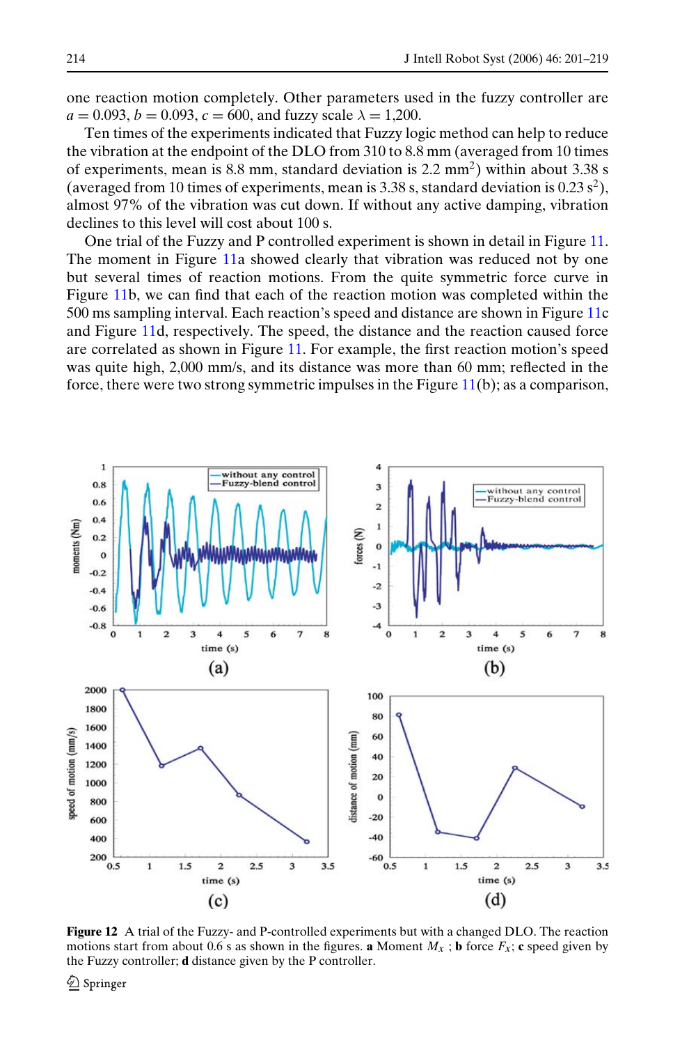one reaction motion completely. Other parameters used in the fuzzy controller are $a = 0.093$, $b = 0.093$, $c = 600$, and fuzzy scale $\lambda = 1{,}200$.

Ten times of the experiments indicated that Fuzzy logic method can help to reduce the vibration at the endpoint of the DLO from 310 to 8.8 mm (averaged from 10 times of experiments, mean is 8.8 mm, standard deviation is 2.2 $mm^2$) within about 3.38 s (averaged from 10 times of experiments, mean is 3.38 s, standard deviation is 0.23 $s^2$), almost 97% of the vibration was cut down. If without any active damping, vibration declines to this level will cost about 100 s.

One trial of the Fuzzy and P controlled experiment is shown in detail in Figure 11. The moment in Figure 11a showed clearly that vibration was reduced not by one but several times of reaction motions. From the quite symmetric force curve in Figure 11b, we can find that each of the reaction motion was completed within the 500 ms sampling interval. Each reaction's speed and distance are shown in Figure 11c and Figure 11d, respectively. The speed, the distance and the reaction caused force are correlated as shown in Figure 11. For example, the first reaction motion's speed was quite high, 2,000 mm/s, and its distance was more than 60 mm; reflected in the force, there were two strong symmetric impulses in the Figure 11(b); as a comparison,

**Figure 12** A trial of the Fuzzy- and P-controlled experiments but with a changed DLO. The reaction motions start from about 0.6 s as shown in the figures. **a** Moment $M_x$ ; **b** force $F_x$; **c** speed given by the Fuzzy controller; **d** distance given by the P controller.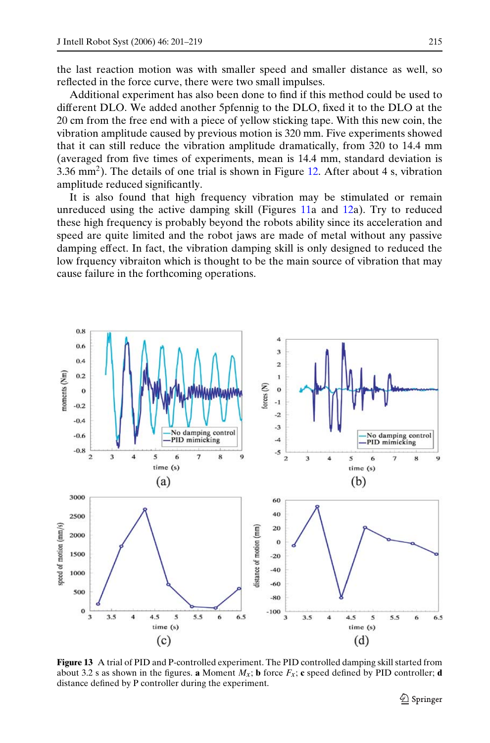the last reaction motion was with smaller speed and smaller distance as well, so reflected in the force curve, there were two small impulses.

Additional experiment has also been done to find if this method could be used to different DLO. We added another 5pfennig to the DLO, fixed it to the DLO at the 20 cm from the free end with a piece of yellow sticking tape. With this new coin, the vibration amplitude caused by previous motion is 320 mm. Five experiments showed that it can still reduce the vibration amplitude dramatically, from 320 to 14.4 mm (averaged from five times of experiments, mean is 14.4 mm, standard deviation is 3.36 mm$^2$). The details of one trial is shown in Figure 12. After about 4 s, vibration amplitude reduced significantly.

It is also found that high frequency vibration may be stimulated or remain unreduced using the active damping skill (Figures 11a and 12a). Try to reduced these high frequency is probably beyond the robots ability since its acceleration and speed are quite limited and the robot jaws are made of metal without any passive damping effect. In fact, the vibration damping skill is only designed to reduced the low frquency vibraiton which is thought to be the main source of vibration that may cause failure in the forthcoming operations.

**Figure 13** A trial of PID and P-controlled experiment. The PID controlled damping skill started from about 3.2 s as shown in the figures. **a** Moment $M_x$; **b** force $F_x$; **c** speed defined by PID controller; **d** distance defined by P controller during the experiment.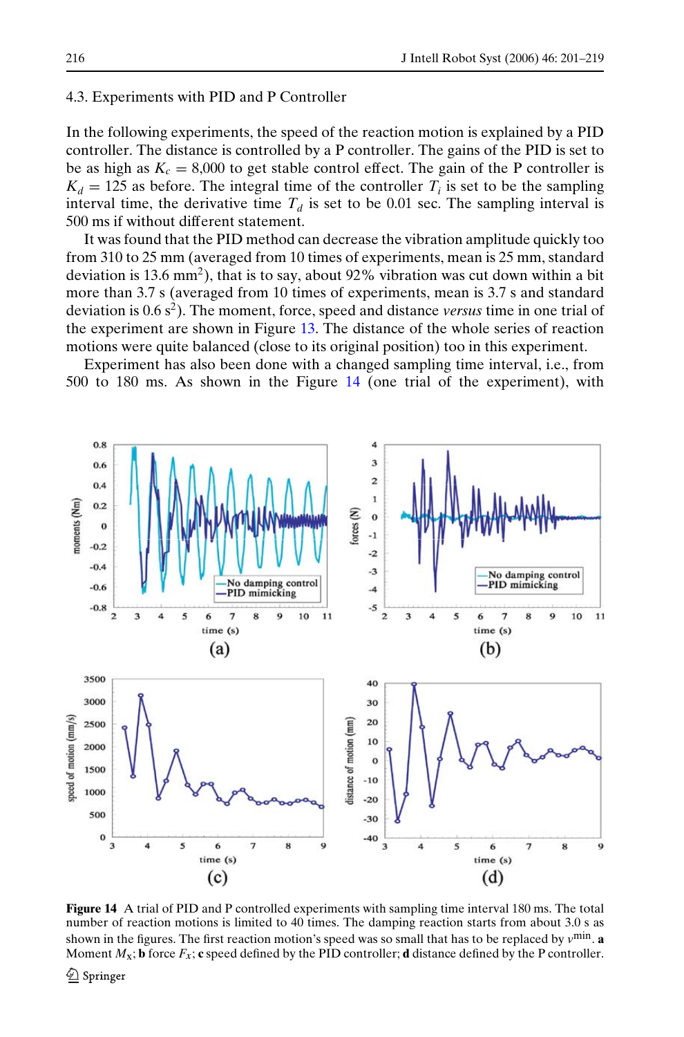### 4.3. Experiments with PID and P Controller

In the following experiments, the speed of the reaction motion is explained by a PID controller. The distance is controlled by a P controller. The gains of the PID is set to be as high as $K_c = 8{,}000$ to get stable control effect. The gain of the P controller is $K_d = 125$ as before. The integral time of the controller $T_i$ is set to be the sampling interval time, the derivative time $T_d$ is set to be 0.01 sec. The sampling interval is 500 ms if without different statement.

It was found that the PID method can decrease the vibration amplitude quickly too from 310 to 25 mm (averaged from 10 times of experiments, mean is 25 mm, standard deviation is 13.6 mm$^2$), that is to say, about 92% vibration was cut down within a bit more than 3.7 s (averaged from 10 times of experiments, mean is 3.7 s and standard deviation is 0.6 s$^2$). The moment, force, speed and distance *versus* time in one trial of the experiment are shown in Figure 13. The distance of the whole series of reaction motions were quite balanced (close to its original position) too in this experiment.

Experiment has also been done with a changed sampling time interval, i.e., from 500 to 180 ms. As shown in the Figure 14 (one trial of the experiment), with

**Figure 14** A trial of PID and P controlled experiments with sampling time interval 180 ms. The total number of reaction motions is limited to 40 times. The damping reaction starts from about 3.0 s as shown in the figures. The first reaction motion's speed was so small that has to be replaced by $v^{\min}$. **a** Moment $M_x$; **b** force $F_x$; **c** speed defined by the PID controller; **d** distance defined by the P controller.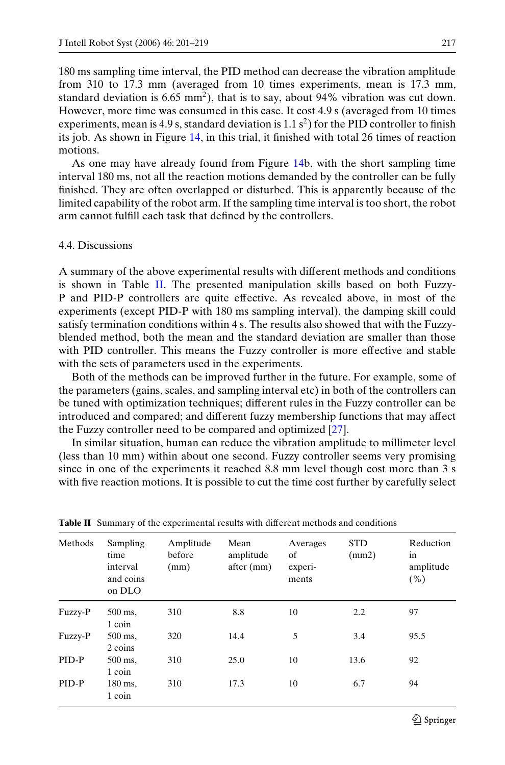180 ms sampling time interval, the PID method can decrease the vibration amplitude from 310 to 17.3 mm (averaged from 10 times experiments, mean is 17.3 mm, standard deviation is 6.65 $mm^2$), that is to say, about 94% vibration was cut down. However, more time was consumed in this case. It cost 4.9 s (averaged from 10 times experiments, mean is 4.9 s, standard deviation is 1.1 $s^2$) for the PID controller to finish its job. As shown in Figure 14, in this trial, it finished with total 26 times of reaction motions.

As one may have already found from Figure 14b, with the short sampling time interval 180 ms, not all the reaction motions demanded by the controller can be fully finished. They are often overlapped or disturbed. This is apparently because of the limited capability of the robot arm. If the sampling time interval is too short, the robot arm cannot fulfill each task that defined by the controllers.

### 4.4. Discussions

A summary of the above experimental results with different methods and conditions is shown in Table II. The presented manipulation skills based on both Fuzzy-P and PID-P controllers are quite effective. As revealed above, in most of the experiments (except PID-P with 180 ms sampling interval), the damping skill could satisfy termination conditions within 4 s. The results also showed that with the Fuzzy-blended method, both the mean and the standard deviation are smaller than those with PID controller. This means the Fuzzy controller is more effective and stable with the sets of parameters used in the experiments.

Both of the methods can be improved further in the future. For example, some of the parameters (gains, scales, and sampling interval etc) in both of the controllers can be tuned with optimization techniques; different rules in the Fuzzy controller can be introduced and compared; and different fuzzy membership functions that may affect the Fuzzy controller need to be compared and optimized [27].

In similar situation, human can reduce the vibration amplitude to millimeter level (less than 10 mm) within about one second. Fuzzy controller seems very promising since in one of the experiments it reached 8.8 mm level though cost more than 3 s with five reaction motions. It is possible to cut the time cost further by carefully select

**Table II** Summary of the experimental results with different methods and conditions

| Methods | Sampling time interval and coins on DLO | Amplitude before (mm) | Mean amplitude after (mm) | Averages of experi-ments | STD (mm2) | Reduction in amplitude (%) |
|---|---|---|---|---|---|---|
| Fuzzy-P | 500 ms, 1 coin | 310 | 8.8 | 10 | 2.2 | 97 |
| Fuzzy-P | 500 ms, 2 coins | 320 | 14.4 | 5 | 3.4 | 95.5 |
| PID-P | 500 ms, 1 coin | 310 | 25.0 | 10 | 13.6 | 92 |
| PID-P | 180 ms, 1 coin | 310 | 17.3 | 10 | 6.7 | 94 |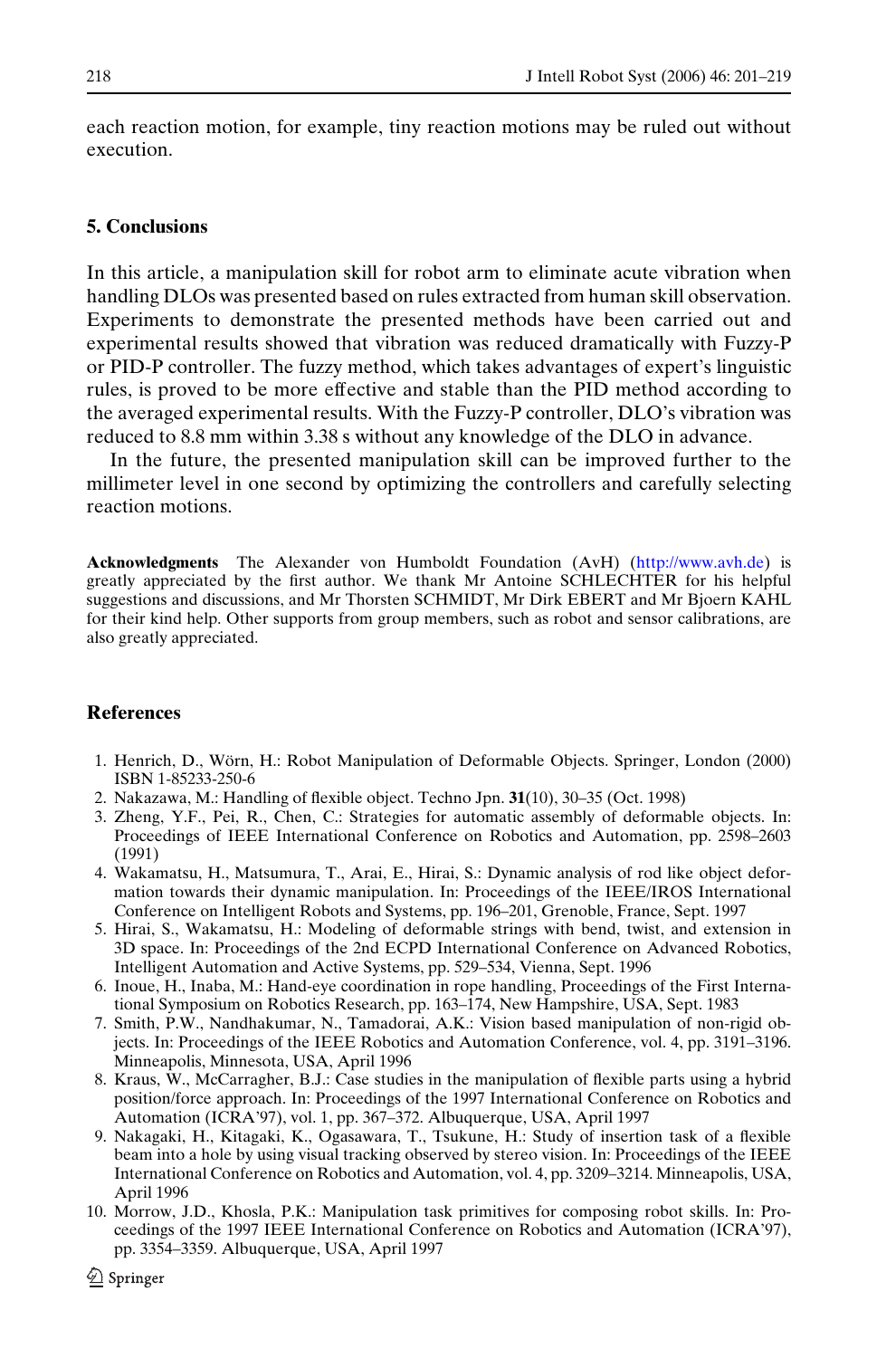each reaction motion, for example, tiny reaction motions may be ruled out without execution.

## 5. Conclusions

In this article, a manipulation skill for robot arm to eliminate acute vibration when handling DLOs was presented based on rules extracted from human skill observation. Experiments to demonstrate the presented methods have been carried out and experimental results showed that vibration was reduced dramatically with Fuzzy-P or PID-P controller. The fuzzy method, which takes advantages of expert's linguistic rules, is proved to be more effective and stable than the PID method according to the averaged experimental results. With the Fuzzy-P controller, DLO's vibration was reduced to 8.8 mm within 3.38 s without any knowledge of the DLO in advance.

In the future, the presented manipulation skill can be improved further to the millimeter level in one second by optimizing the controllers and carefully selecting reaction motions.

**Acknowledgments** The Alexander von Humboldt Foundation (AvH) (http://www.avh.de) is greatly appreciated by the first author. We thank Mr Antoine SCHLECHTER for his helpful suggestions and discussions, and Mr Thorsten SCHMIDT, Mr Dirk EBERT and Mr Bjoern KAHL for their kind help. Other supports from group members, such as robot and sensor calibrations, are also greatly appreciated.

## References

1. Henrich, D., Wörn, H.: Robot Manipulation of Deformable Objects. Springer, London (2000) ISBN 1-85233-250-6
2. Nakazawa, M.: Handling of flexible object. Techno Jpn. **31**(10), 30–35 (Oct. 1998)
3. Zheng, Y.F., Pei, R., Chen, C.: Strategies for automatic assembly of deformable objects. In: Proceedings of IEEE International Conference on Robotics and Automation, pp. 2598–2603 (1991)
4. Wakamatsu, H., Matsumura, T., Arai, E., Hirai, S.: Dynamic analysis of rod like object deformation towards their dynamic manipulation. In: Proceedings of the IEEE/IROS International Conference on Intelligent Robots and Systems, pp. 196–201, Grenoble, France, Sept. 1997
5. Hirai, S., Wakamatsu, H.: Modeling of deformable strings with bend, twist, and extension in 3D space. In: Proceedings of the 2nd ECPD International Conference on Advanced Robotics, Intelligent Automation and Active Systems, pp. 529–534, Vienna, Sept. 1996
6. Inoue, H., Inaba, M.: Hand-eye coordination in rope handling, Proceedings of the First International Symposium on Robotics Research, pp. 163–174, New Hampshire, USA, Sept. 1983
7. Smith, P.W., Nandhakumar, N., Tamadorai, A.K.: Vision based manipulation of non-rigid objects. In: Proceedings of the IEEE Robotics and Automation Conference, vol. 4, pp. 3191–3196. Minneapolis, Minnesota, USA, April 1996
8. Kraus, W., McCarragher, B.J.: Case studies in the manipulation of flexible parts using a hybrid position/force approach. In: Proceedings of the 1997 International Conference on Robotics and Automation (ICRA'97), vol. 1, pp. 367–372. Albuquerque, USA, April 1997
9. Nakagaki, H., Kitagaki, K., Ogasawara, T., Tsukune, H.: Study of insertion task of a flexible beam into a hole by using visual tracking observed by stereo vision. In: Proceedings of the IEEE International Conference on Robotics and Automation, vol. 4, pp. 3209–3214. Minneapolis, USA, April 1996
10. Morrow, J.D., Khosla, P.K.: Manipulation task primitives for composing robot skills. In: Proceedings of the 1997 IEEE International Conference on Robotics and Automation (ICRA'97), pp. 3354–3359. Albuquerque, USA, April 1997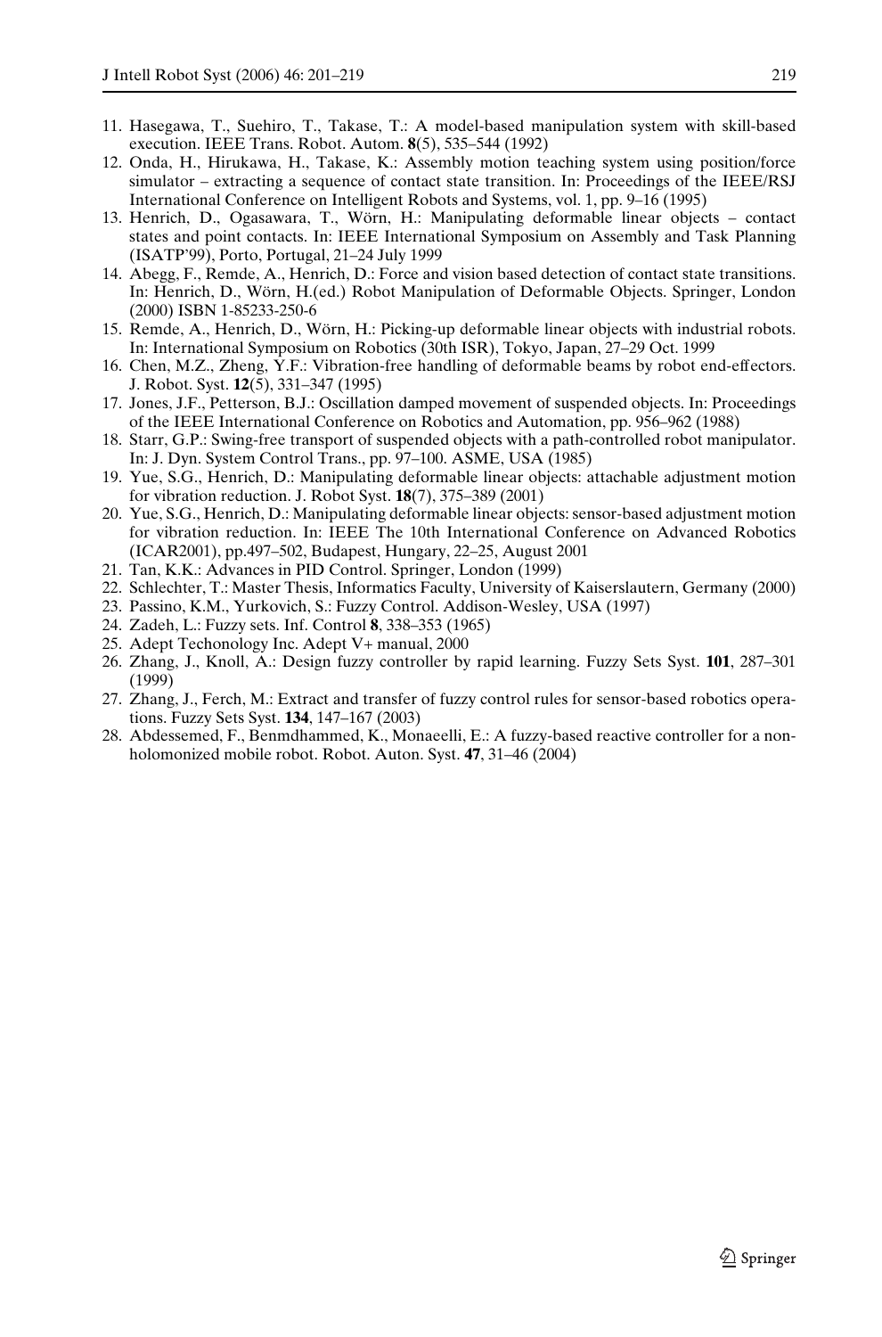11. Hasegawa, T., Suehiro, T., Takase, T.: A model-based manipulation system with skill-based execution. IEEE Trans. Robot. Autom. **8**(5), 535–544 (1992)
12. Onda, H., Hirukawa, H., Takase, K.: Assembly motion teaching system using position/force simulator – extracting a sequence of contact state transition. In: Proceedings of the IEEE/RSJ International Conference on Intelligent Robots and Systems, vol. 1, pp. 9–16 (1995)
13. Henrich, D., Ogasawara, T., Wörn, H.: Manipulating deformable linear objects – contact states and point contacts. In: IEEE International Symposium on Assembly and Task Planning (ISATP'99), Porto, Portugal, 21–24 July 1999
14. Abegg, F., Remde, A., Henrich, D.: Force and vision based detection of contact state transitions. In: Henrich, D., Wörn, H.(ed.) Robot Manipulation of Deformable Objects. Springer, London (2000) ISBN 1-85233-250-6
15. Remde, A., Henrich, D., Wörn, H.: Picking-up deformable linear objects with industrial robots. In: International Symposium on Robotics (30th ISR), Tokyo, Japan, 27–29 Oct. 1999
16. Chen, M.Z., Zheng, Y.F.: Vibration-free handling of deformable beams by robot end-effectors. J. Robot. Syst. **12**(5), 331–347 (1995)
17. Jones, J.F., Petterson, B.J.: Oscillation damped movement of suspended objects. In: Proceedings of the IEEE International Conference on Robotics and Automation, pp. 956–962 (1988)
18. Starr, G.P.: Swing-free transport of suspended objects with a path-controlled robot manipulator. In: J. Dyn. System Control Trans., pp. 97–100. ASME, USA (1985)
19. Yue, S.G., Henrich, D.: Manipulating deformable linear objects: attachable adjustment motion for vibration reduction. J. Robot Syst. **18**(7), 375–389 (2001)
20. Yue, S.G., Henrich, D.: Manipulating deformable linear objects: sensor-based adjustment motion for vibration reduction. In: IEEE The 10th International Conference on Advanced Robotics (ICAR2001), pp.497–502, Budapest, Hungary, 22–25, August 2001
21. Tan, K.K.: Advances in PID Control. Springer, London (1999)
22. Schlechter, T.: Master Thesis, Informatics Faculty, University of Kaiserslautern, Germany (2000)
23. Passino, K.M., Yurkovich, S.: Fuzzy Control. Addison-Wesley, USA (1997)
24. Zadeh, L.: Fuzzy sets. Inf. Control **8**, 338–353 (1965)
25. Adept Techonology Inc. Adept V+ manual, 2000
26. Zhang, J., Knoll, A.: Design fuzzy controller by rapid learning. Fuzzy Sets Syst. **101**, 287–301 (1999)
27. Zhang, J., Ferch, M.: Extract and transfer of fuzzy control rules for sensor-based robotics operations. Fuzzy Sets Syst. **134**, 147–167 (2003)
28. Abdessemed, F., Benmdhammed, K., Monaeelli, E.: A fuzzy-based reactive controller for a non-holomonized mobile robot. Robot. Auton. Syst. **47**, 31–46 (2004)